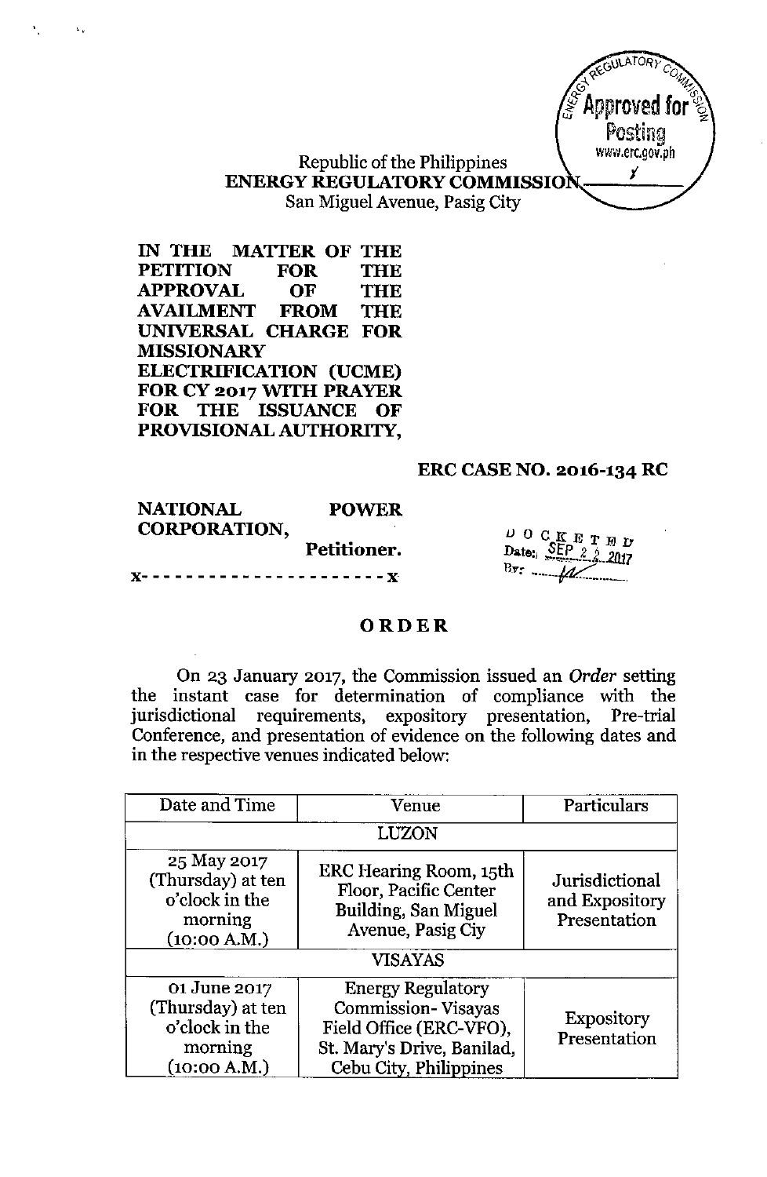Republic of the Philippines
**ENERGY REGULATORY COMMISSION**
San Miguel Avenue, Pasig City

**IN THE MATTER OF THE PETITION FOR THE APPROVAL OF THE AVAILMENT FROM THE UNIVERSAL CHARGE FOR MISSIONARY ELECTRIFICATION (UCME) FOR CY 2017 WITH PRAYER FOR THE ISSUANCE OF PROVISIONAL AUTHORITY,**

**ERC CASE NO. 2016-134 RC**

**NATIONAL POWER CORPORATION,**
**Petitioner.**

x- - - - - - - - - - - - - - - - - - - - - x

DOCKETED
Date: SEP 22 2017

## ORDER

On 23 January 2017, the Commission issued an *Order* setting the instant case for determination of compliance with the jurisdictional requirements, expository presentation, Pre-trial Conference, and presentation of evidence on the following dates and in the respective venues indicated below:

| Date and Time | Venue | Particulars |
| --- | --- | --- |
| | LUZON | |
| 25 May 2017 (Thursday) at ten o'clock in the morning (10:00 A.M.) | ERC Hearing Room, 15th Floor, Pacific Center Building, San Miguel Avenue, Pasig Ciy | Jurisdictional and Expository Presentation |
| | VISAYAS | |
| 01 June 2017 (Thursday) at ten o'clock in the morning (10:00 A.M.) | Energy Regulatory Commission- Visayas Field Office (ERC-VFO), St. Mary's Drive, Banilad, Cebu City, Philippines | Expository Presentation |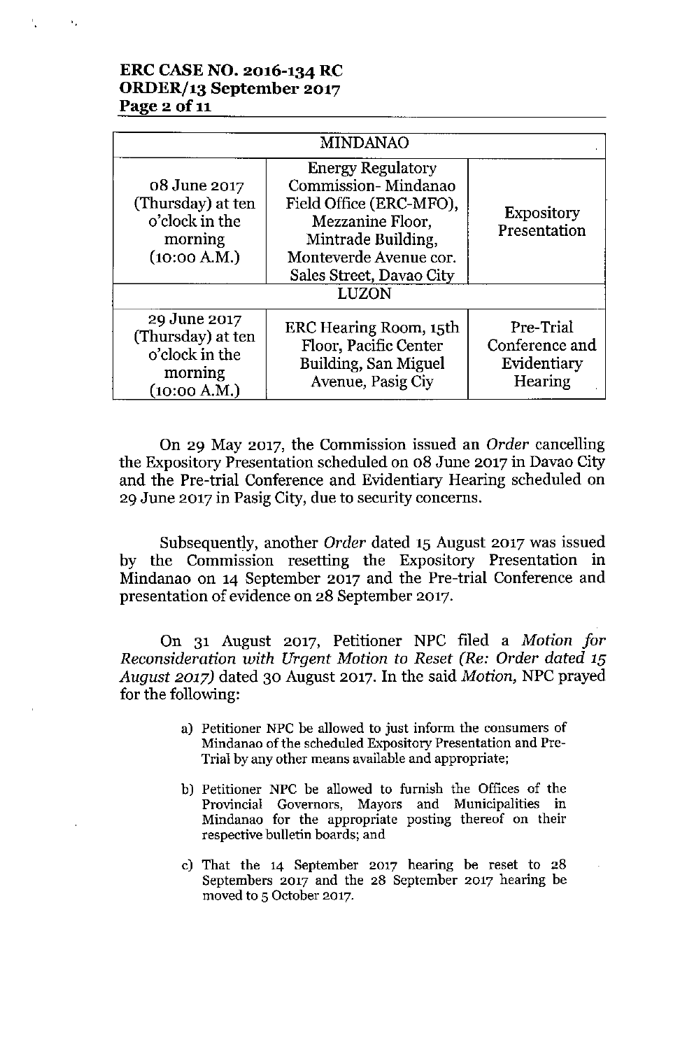| MINDANAO | | |
|---|---|---|
| 08 June 2017 (Thursday) at ten o'clock in the morning (10:00 A.M.) | Energy Regulatory Commission- Mindanao Field Office (ERC-MFO), Mezzanine Floor, Mintrade Building, Monteverde Avenue cor. Sales Street, Davao City | Expository Presentation |
| LUZON | | |
| 29 June 2017 (Thursday) at ten o'clock in the morning (10:00 A.M.) | ERC Hearing Room, 15th Floor, Pacific Center Building, San Miguel Avenue, Pasig Ciy | Pre-Trial Conference and Evidentiary Hearing |

On 29 May 2017, the Commission issued an *Order* cancelling the Expository Presentation scheduled on 08 June 2017 in Davao City and the Pre-trial Conference and Evidentiary Hearing scheduled on 29 June 2017 in Pasig City, due to security concerns.

Subsequently, another *Order* dated 15 August 2017 was issued by the Commission resetting the Expository Presentation in Mindanao on 14 September 2017 and the Pre-trial Conference and presentation of evidence on 28 September 2017.

On 31 August 2017, Petitioner NPC filed a *Motion for Reconsideration with Urgent Motion to Reset (Re: Order dated 15 August 2017)* dated 30 August 2017. In the said *Motion*, NPC prayed for the following:

> a) Petitioner NPC be allowed to just inform the consumers of Mindanao of the scheduled Expository Presentation and Pre-Trial by any other means available and appropriate;
>
> b) Petitioner NPC be allowed to furnish the Offices of the Provincial Governors, Mayors and Municipalities in Mindanao for the appropriate posting thereof on their respective bulletin boards; and
>
> c) That the 14 September 2017 hearing be reset to 28 Septembers 2017 and the 28 September 2017 hearing be moved to 5 October 2017.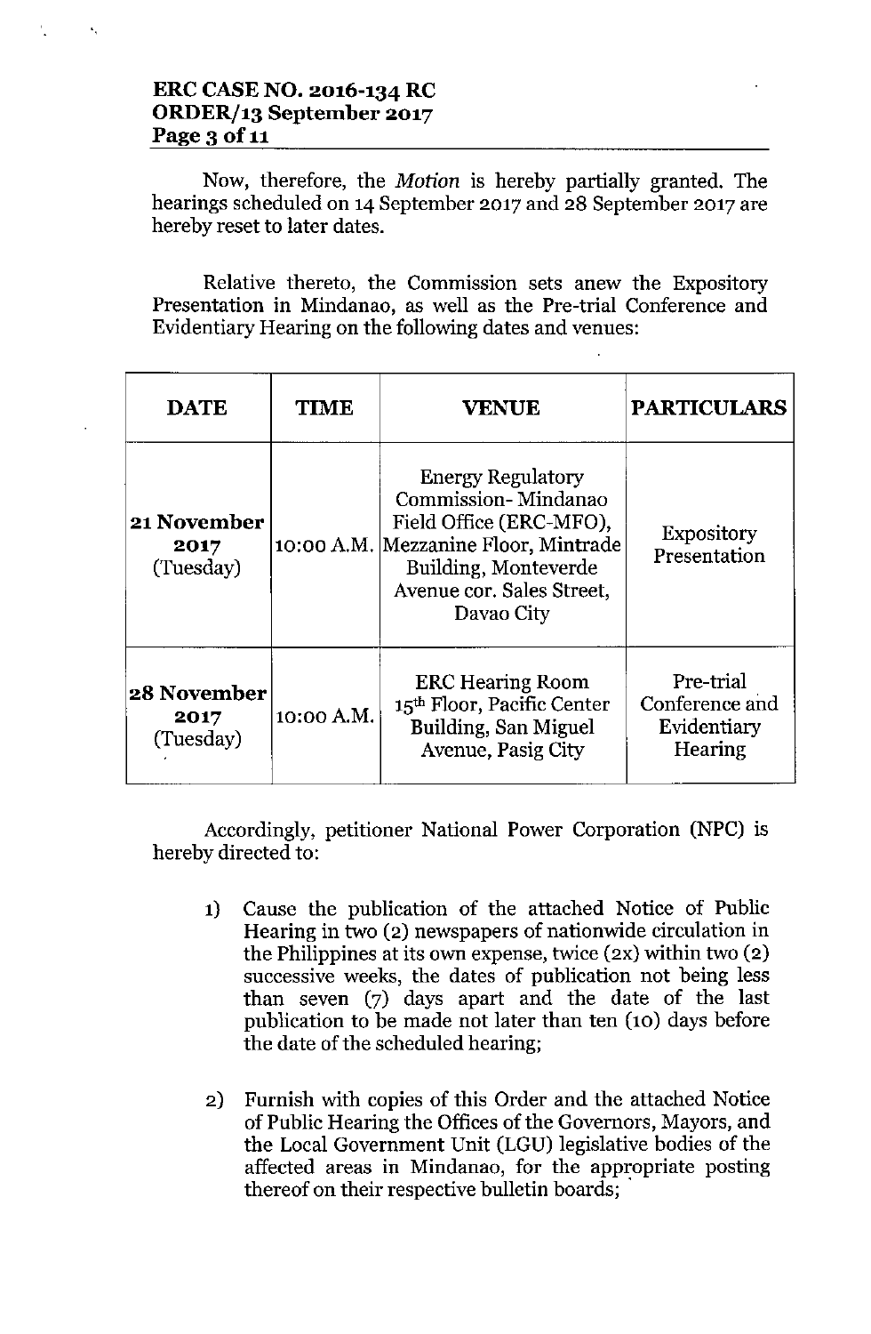Now, therefore, the *Motion* is hereby partially granted. The hearings scheduled on 14 September 2017 and 28 September 2017 are hereby reset to later dates.

Relative thereto, the Commission sets anew the Expository Presentation in Mindanao, as well as the Pre-trial Conference and Evidentiary Hearing on the following dates and venues:

| DATE | TIME | VENUE | PARTICULARS |
| --- | --- | --- | --- |
| **21 November 2017** (Tuesday) | 10:00 A.M. | Energy Regulatory Commission- Mindanao Field Office (ERC-MFO), Mezzanine Floor, Mintrade Building, Monteverde Avenue cor. Sales Street, Davao City | Expository Presentation |
| **28 November 2017** (Tuesday) | 10:00 A.M. | ERC Hearing Room 15th Floor, Pacific Center Building, San Miguel Avenue, Pasig City | Pre-trial Conference and Evidentiary Hearing |

Accordingly, petitioner National Power Corporation (NPC) is hereby directed to:

1) Cause the publication of the attached Notice of Public Hearing in two (2) newspapers of nationwide circulation in the Philippines at its own expense, twice (2x) within two (2) successive weeks, the dates of publication not being less than seven (7) days apart and the date of the last publication to be made not later than ten (10) days before the date of the scheduled hearing;

2) Furnish with copies of this Order and the attached Notice of Public Hearing the Offices of the Governors, Mayors, and the Local Government Unit (LGU) legislative bodies of the affected areas in Mindanao, for the appropriate posting thereof on their respective bulletin boards;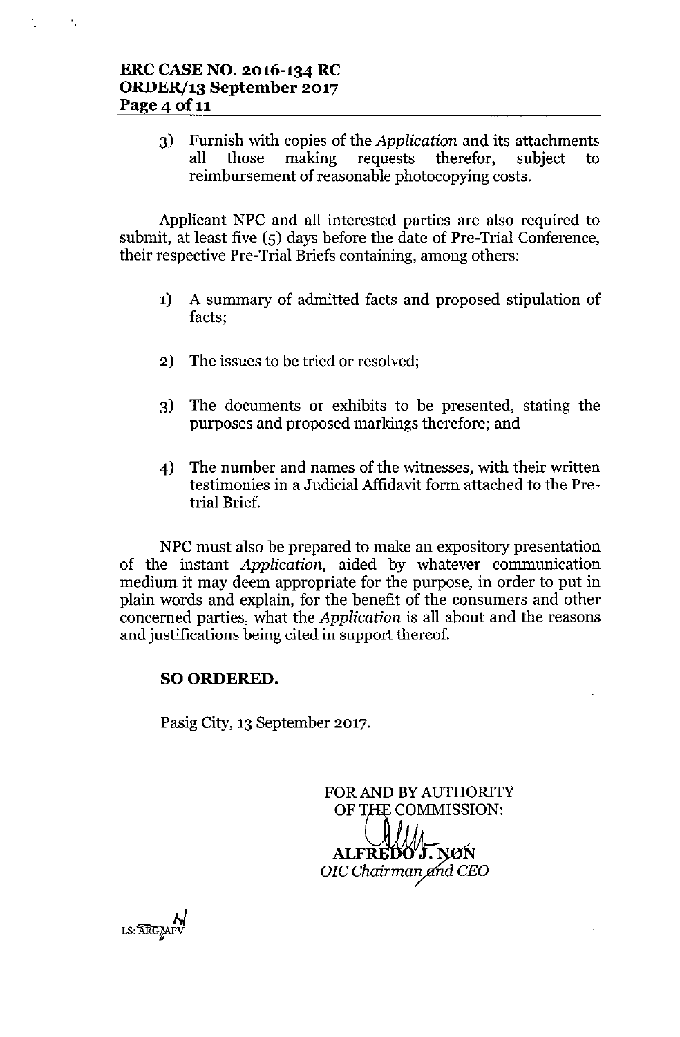3) Furnish with copies of the *Application* and its attachments all those making requests therefor, subject to reimbursement of reasonable photocopying costs.

Applicant NPC and all interested parties are also required to submit, at least five (5) days before the date of Pre-Trial Conference, their respective Pre-Trial Briefs containing, among others:

1) A summary of admitted facts and proposed stipulation of facts;

2) The issues to be tried or resolved;

3) The documents or exhibits to be presented, stating the purposes and proposed markings therefore; and

4) The number and names of the witnesses, with their written testimonies in a Judicial Affidavit form attached to the Pre-trial Brief.

NPC must also be prepared to make an expository presentation of the instant *Application*, aided by whatever communication medium it may deem appropriate for the purpose, in order to put in plain words and explain, for the benefit of the consumers and other concerned parties, what the *Application* is all about and the reasons and justifications being cited in support thereof.

**SO ORDERED.**

Pasig City, 13 September 2017.

FOR AND BY AUTHORITY OF THE COMMISSION:

**ALFREDO J. NON**
*OIC Chairman and CEO*

LS:ARG/APV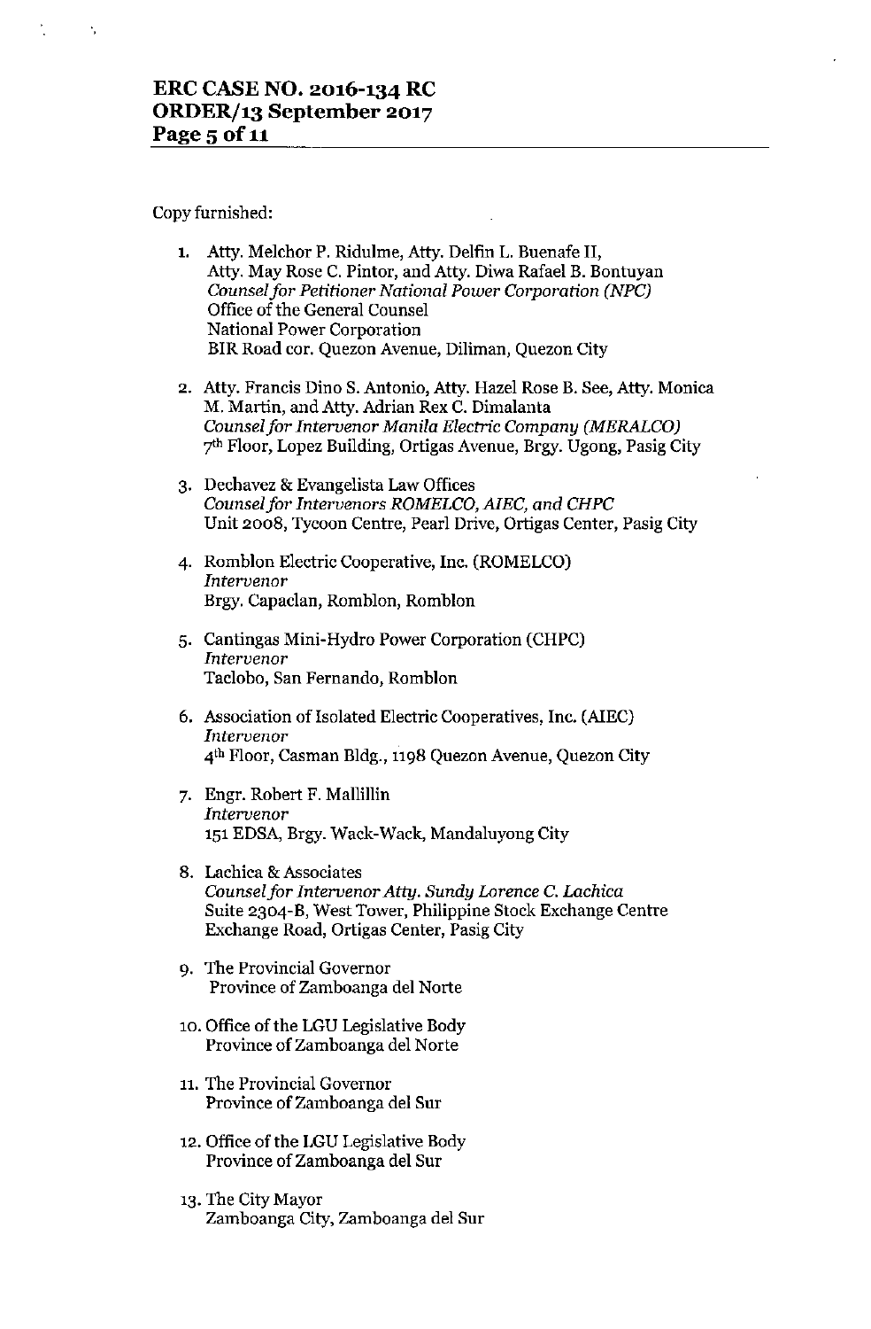Copy furnished:

1. Atty. Melchor P. Ridulme, Atty. Delfin L. Buenafe II, Atty. May Rose C. Pintor, and Atty. Diwa Rafael B. Bontuyan
   *Counsel for Petitioner National Power Corporation (NPC)*
   Office of the General Counsel
   National Power Corporation
   BIR Road cor. Quezon Avenue, Diliman, Quezon City

2. Atty. Francis Dino S. Antonio, Atty. Hazel Rose B. See, Atty. Monica M. Martin, and Atty. Adrian Rex C. Dimalanta
   *Counsel for Intervenor Manila Electric Company (MERALCO)*
   7th Floor, Lopez Building, Ortigas Avenue, Brgy. Ugong, Pasig City

3. Dechavez & Evangelista Law Offices
   *Counsel for Intervenors ROMELCO, AIEC, and CHPC*
   Unit 2008, Tycoon Centre, Pearl Drive, Ortigas Center, Pasig City

4. Romblon Electric Cooperative, Inc. (ROMELCO)
   *Intervenor*
   Brgy. Capaclan, Romblon, Romblon

5. Cantingas Mini-Hydro Power Corporation (CHPC)
   *Intervenor*
   Taclobo, San Fernando, Romblon

6. Association of Isolated Electric Cooperatives, Inc. (AIEC)
   *Intervenor*
   4th Floor, Casman Bldg., 1198 Quezon Avenue, Quezon City

7. Engr. Robert F. Mallillin
   *Intervenor*
   151 EDSA, Brgy. Wack-Wack, Mandaluyong City

8. Lachica & Associates
   *Counsel for Intervenor Atty. Sundy Lorence C. Lachica*
   Suite 2304-B, West Tower, Philippine Stock Exchange Centre
   Exchange Road, Ortigas Center, Pasig City

9. The Provincial Governor
   Province of Zamboanga del Norte

10. Office of the LGU Legislative Body
    Province of Zamboanga del Norte

11. The Provincial Governor
    Province of Zamboanga del Sur

12. Office of the LGU Legislative Body
    Province of Zamboanga del Sur

13. The City Mayor
    Zamboanga City, Zamboanga del Sur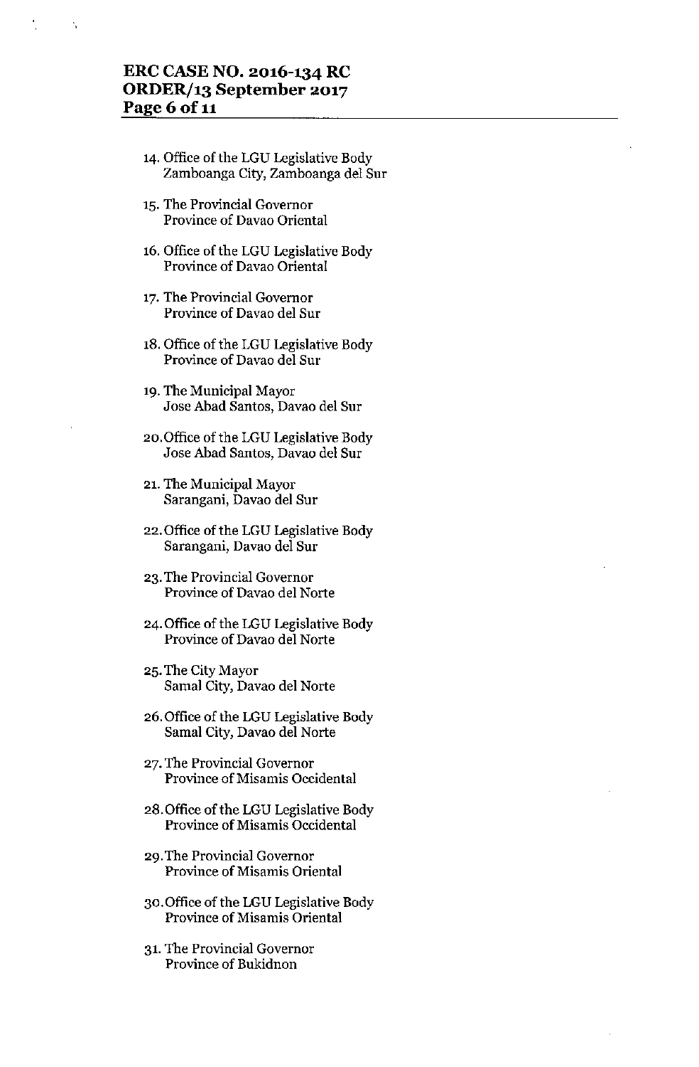14. Office of the LGU Legislative Body
    Zamboanga City, Zamboanga del Sur

15. The Provincial Governor
    Province of Davao Oriental

16. Office of the LGU Legislative Body
    Province of Davao Oriental

17. The Provincial Governor
    Province of Davao del Sur

18. Office of the LGU Legislative Body
    Province of Davao del Sur

19. The Municipal Mayor
    Jose Abad Santos, Davao del Sur

20. Office of the LGU Legislative Body
    Jose Abad Santos, Davao del Sur

21. The Municipal Mayor
    Sarangani, Davao del Sur

22. Office of the LGU Legislative Body
    Sarangani, Davao del Sur

23. The Provincial Governor
    Province of Davao del Norte

24. Office of the LGU Legislative Body
    Province of Davao del Norte

25. The City Mayor
    Samal City, Davao del Norte

26. Office of the LGU Legislative Body
    Samal City, Davao del Norte

27. The Provincial Governor
    Province of Misamis Occidental

28. Office of the LGU Legislative Body
    Province of Misamis Occidental

29. The Provincial Governor
    Province of Misamis Oriental

30. Office of the LGU Legislative Body
    Province of Misamis Oriental

31. The Provincial Governor
    Province of Bukidnon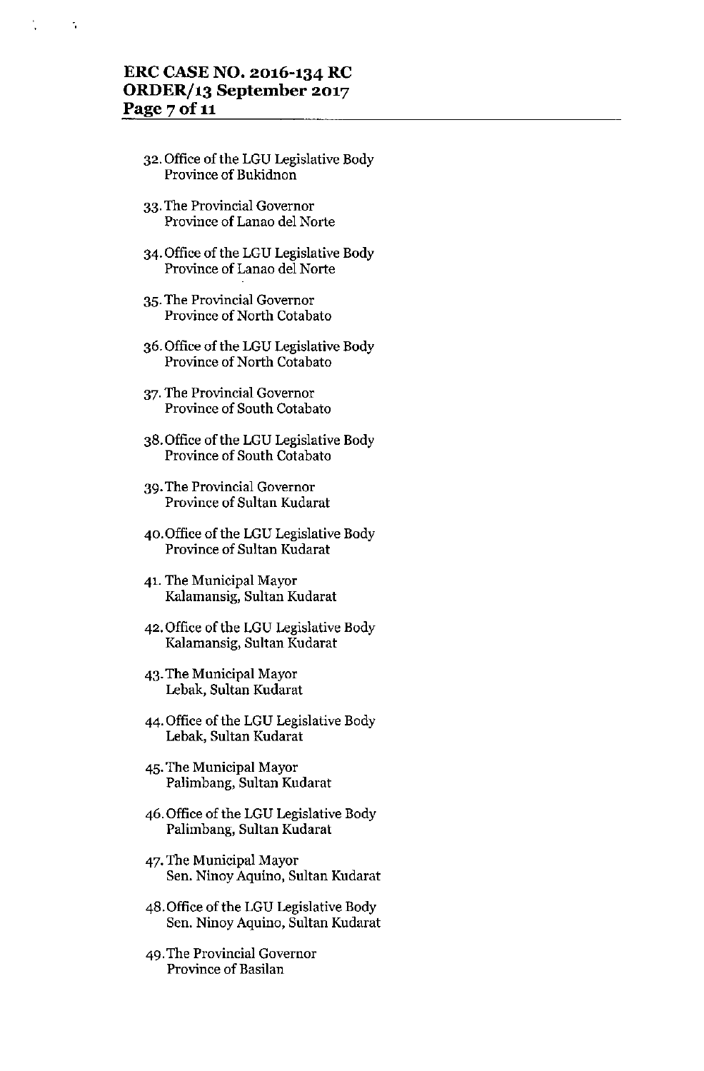32. Office of the LGU Legislative Body
    Province of Bukidnon

33. The Provincial Governor
    Province of Lanao del Norte

34. Office of the LGU Legislative Body
    Province of Lanao del Norte

35. The Provincial Governor
    Province of North Cotabato

36. Office of the LGU Legislative Body
    Province of North Cotabato

37. The Provincial Governor
    Province of South Cotabato

38. Office of the LGU Legislative Body
    Province of South Cotabato

39. The Provincial Governor
    Province of Sultan Kudarat

40. Office of the LGU Legislative Body
    Province of Sultan Kudarat

41. The Municipal Mayor
    Kalamansig, Sultan Kudarat

42. Office of the LGU Legislative Body
    Kalamansig, Sultan Kudarat

43. The Municipal Mayor
    Lebak, Sultan Kudarat

44. Office of the LGU Legislative Body
    Lebak, Sultan Kudarat

45. The Municipal Mayor
    Palimbang, Sultan Kudarat

46. Office of the LGU Legislative Body
    Palimbang, Sultan Kudarat

47. The Municipal Mayor
    Sen. Ninoy Aquino, Sultan Kudarat

48. Office of the LGU Legislative Body
    Sen. Ninoy Aquino, Sultan Kudarat

49. The Provincial Governor
    Province of Basilan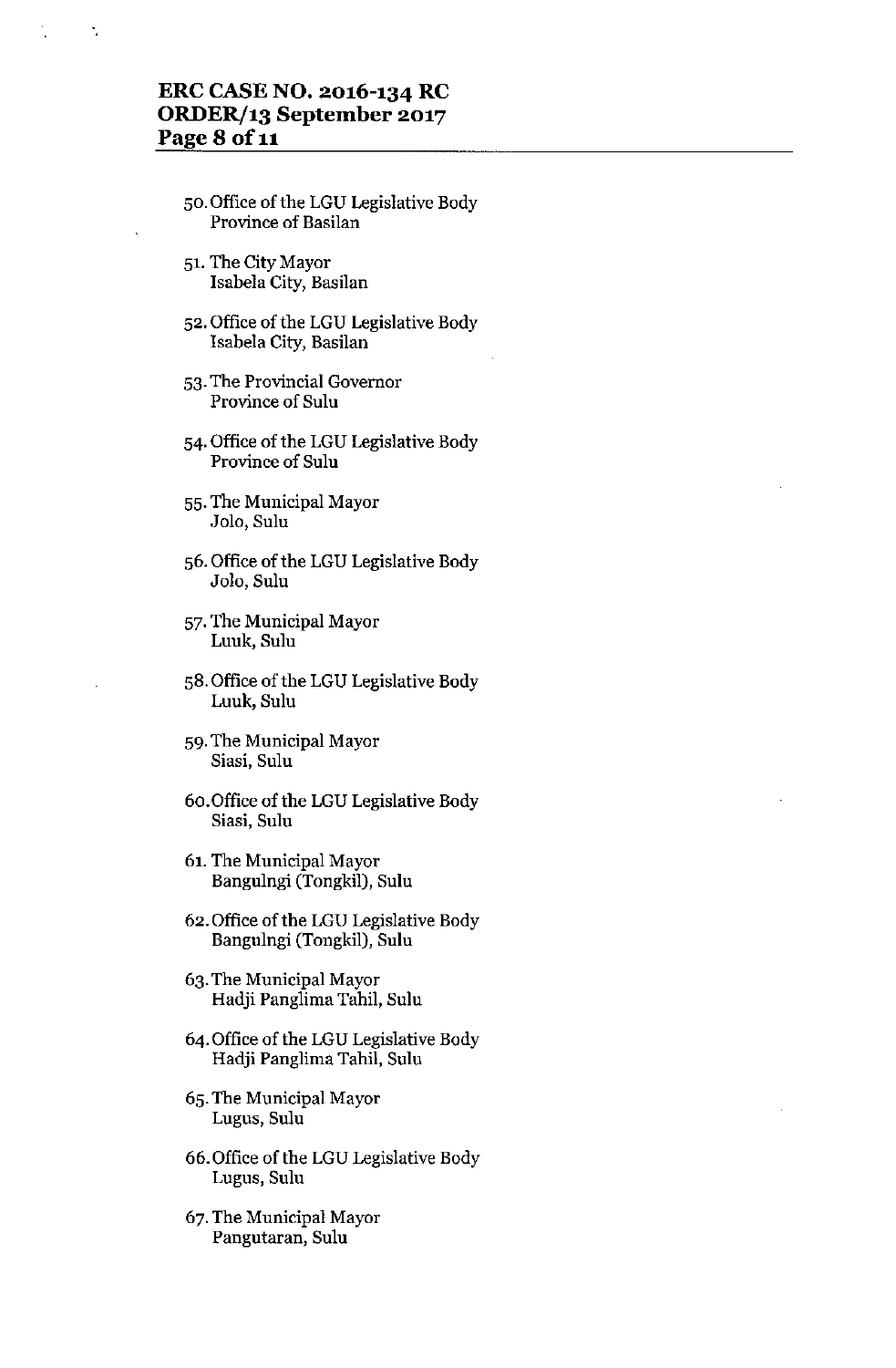50. Office of the LGU Legislative Body
    Province of Basilan

51. The City Mayor
    Isabela City, Basilan

52. Office of the LGU Legislative Body
    Isabela City, Basilan

53. The Provincial Governor
    Province of Sulu

54. Office of the LGU Legislative Body
    Province of Sulu

55. The Municipal Mayor
    Jolo, Sulu

56. Office of the LGU Legislative Body
    Jolo, Sulu

57. The Municipal Mayor
    Luuk, Sulu

58. Office of the LGU Legislative Body
    Luuk, Sulu

59. The Municipal Mayor
    Siasi, Sulu

60. Office of the LGU Legislative Body
    Siasi, Sulu

61. The Municipal Mayor
    Bangulngi (Tongkil), Sulu

62. Office of the LGU Legislative Body
    Bangulngi (Tongkil), Sulu

63. The Municipal Mayor
    Hadji Panglima Tahil, Sulu

64. Office of the LGU Legislative Body
    Hadji Panglima Tahil, Sulu

65. The Municipal Mayor
    Lugus, Sulu

66. Office of the LGU Legislative Body
    Lugus, Sulu

67. The Municipal Mayor
    Pangutaran, Sulu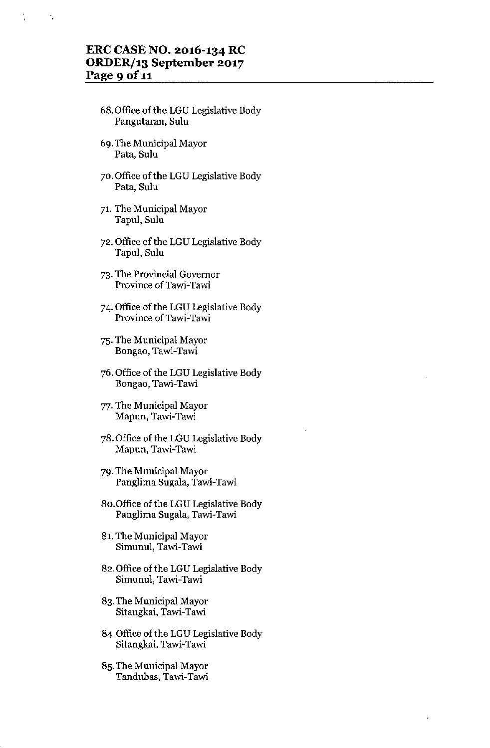68. Office of the LGU Legislative Body
    Pangutaran, Sulu

69. The Municipal Mayor
    Pata, Sulu

70. Office of the LGU Legislative Body
    Pata, Sulu

71. The Municipal Mayor
    Tapul, Sulu

72. Office of the LGU Legislative Body
    Tapul, Sulu

73. The Provincial Governor
    Province of Tawi-Tawi

74. Office of the LGU Legislative Body
    Province of Tawi-Tawi

75. The Municipal Mayor
    Bongao, Tawi-Tawi

76. Office of the LGU Legislative Body
    Bongao, Tawi-Tawi

77. The Municipal Mayor
    Mapun, Tawi-Tawi

78. Office of the LGU Legislative Body
    Mapun, Tawi-Tawi

79. The Municipal Mayor
    Panglima Sugala, Tawi-Tawi

80. Office of the LGU Legislative Body
    Panglima Sugala, Tawi-Tawi

81. The Municipal Mayor
    Simunul, Tawi-Tawi

82. Office of the LGU Legislative Body
    Simunul, Tawi-Tawi

83. The Municipal Mayor
    Sitangkai, Tawi-Tawi

84. Office of the LGU Legislative Body
    Sitangkai, Tawi-Tawi

85. The Municipal Mayor
    Tandubas, Tawi-Tawi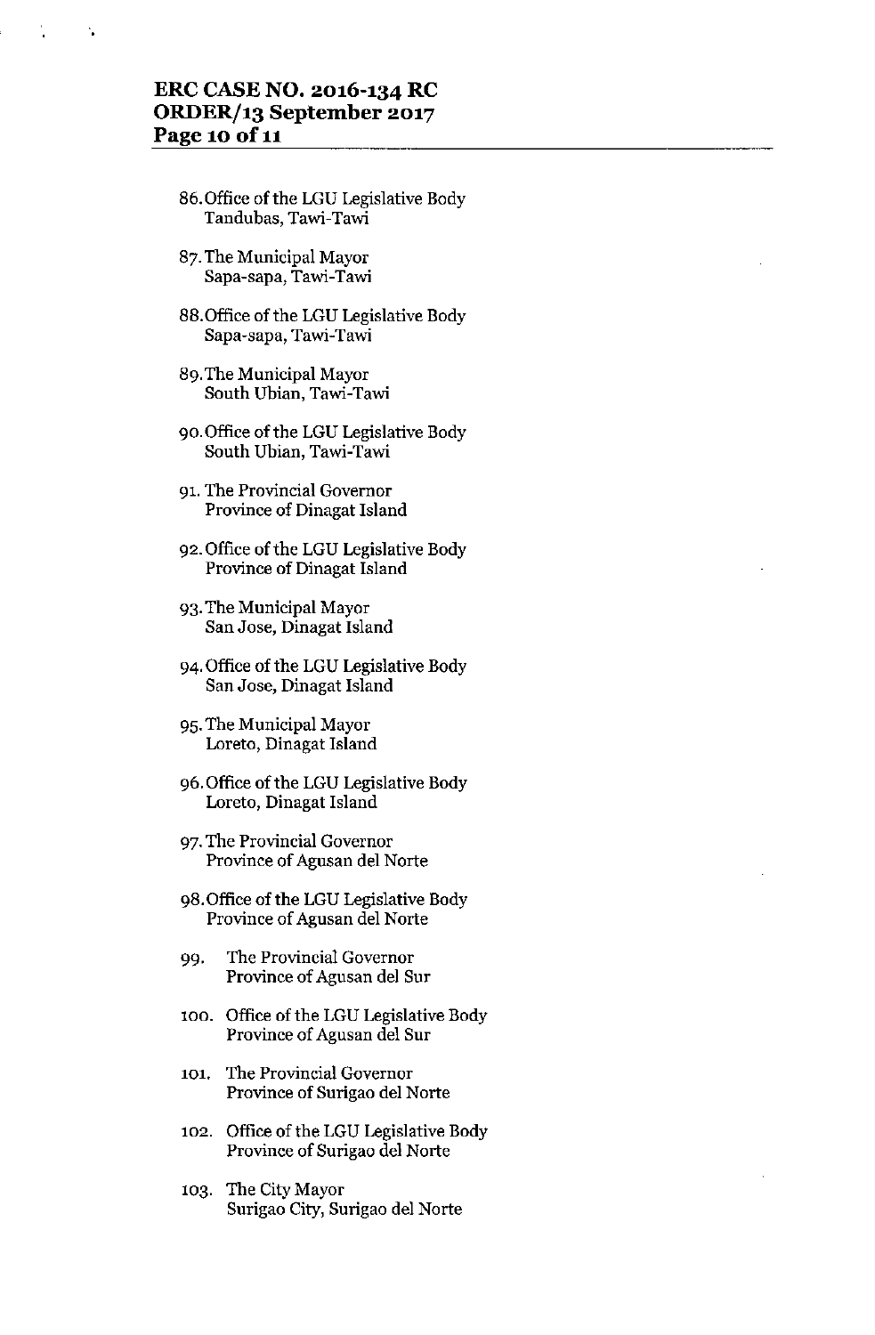86. Office of the LGU Legislative Body
    Tandubas, Tawi-Tawi

87. The Municipal Mayor
    Sapa-sapa, Tawi-Tawi

88. Office of the LGU Legislative Body
    Sapa-sapa, Tawi-Tawi

89. The Municipal Mayor
    South Ubian, Tawi-Tawi

90. Office of the LGU Legislative Body
    South Ubian, Tawi-Tawi

91. The Provincial Governor
    Province of Dinagat Island

92. Office of the LGU Legislative Body
    Province of Dinagat Island

93. The Municipal Mayor
    San Jose, Dinagat Island

94. Office of the LGU Legislative Body
    San Jose, Dinagat Island

95. The Municipal Mayor
    Loreto, Dinagat Island

96. Office of the LGU Legislative Body
    Loreto, Dinagat Island

97. The Provincial Governor
    Province of Agusan del Norte

98. Office of the LGU Legislative Body
    Province of Agusan del Norte

99. The Provincial Governor
    Province of Agusan del Sur

100. Office of the LGU Legislative Body
    Province of Agusan del Sur

101. The Provincial Governor
    Province of Surigao del Norte

102. Office of the LGU Legislative Body
    Province of Surigao del Norte

103. The City Mayor
    Surigao City, Surigao del Norte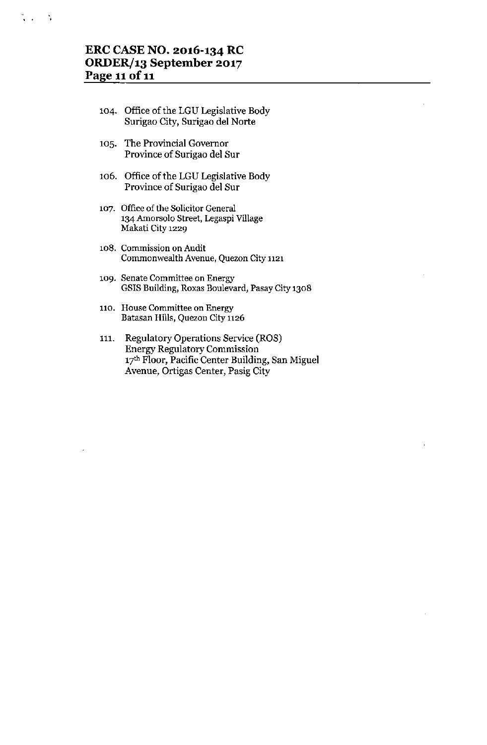104. Office of the LGU Legislative Body
    Surigao City, Surigao del Norte

105. The Provincial Governor
    Province of Surigao del Sur

106. Office of the LGU Legislative Body
    Province of Surigao del Sur

107. Office of the Solicitor General
    134 Amorsolo Street, Legaspi Village
    Makati City 1229

108. Commission on Audit
    Commonwealth Avenue, Quezon City 1121

109. Senate Committee on Energy
    GSIS Building, Roxas Boulevard, Pasay City 1308

110. House Committee on Energy
    Batasan Hills, Quezon City 1126

111. Regulatory Operations Service (ROS)
    Energy Regulatory Commission
    17th Floor, Pacific Center Building, San Miguel
    Avenue, Ortigas Center, Pasig City